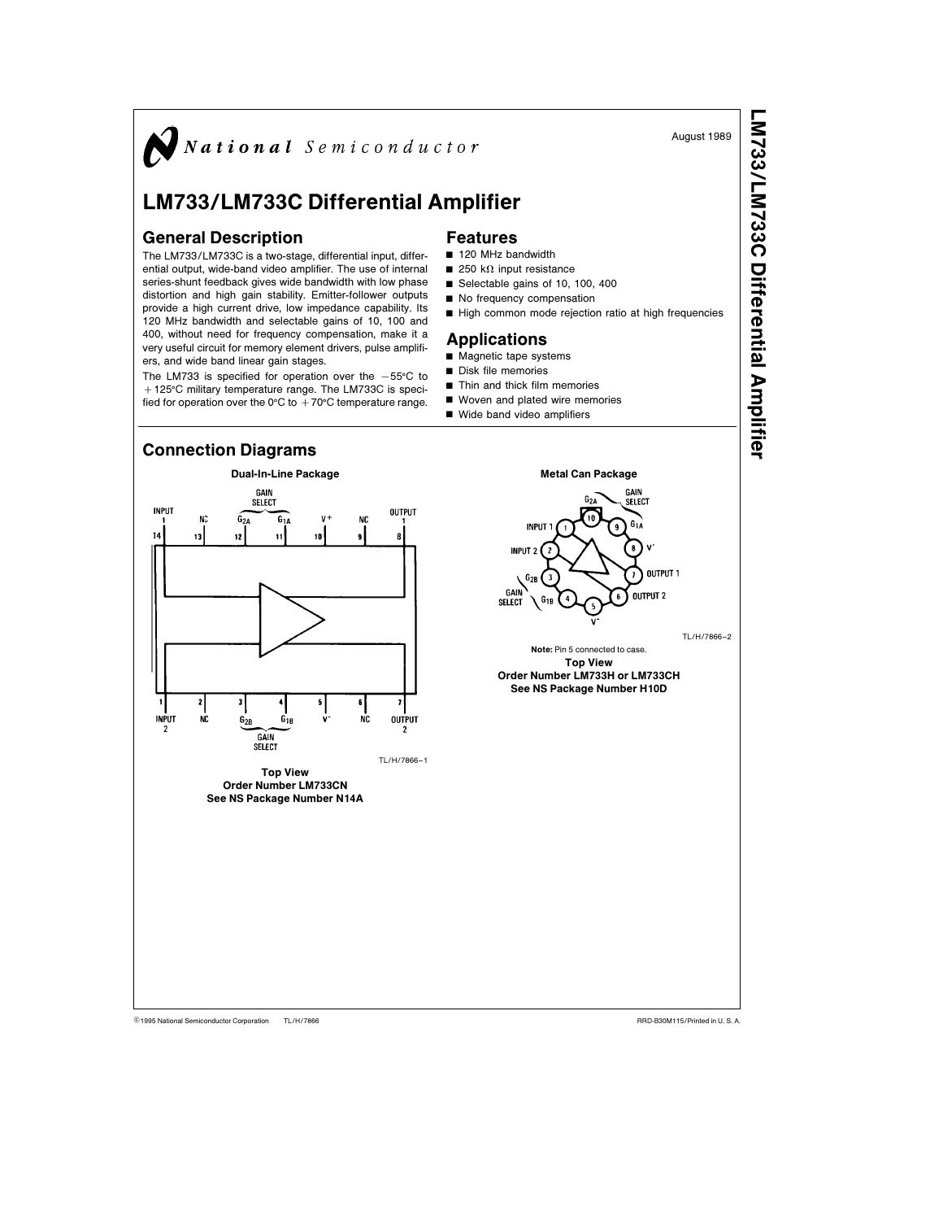National Semiconductor

August 1989

# LM733/LM733C Differential Amplifier

## General Description

The LM733/LM733C is a two-stage, differential input, differential output, wide-band video amplifier. The use of internal series-shunt feedback gives wide bandwidth with low phase distortion and high gain stability. Emitter-follower outputs provide a high current drive, low impedance capability. Its 120 MHz bandwidth and selectable gains of 10, 100 and 400, without need for frequency compensation, make it a very useful circuit for memory element drivers, pulse amplifiers, and wide band linear gain stages.

The LM733 is specified for operation over the −55°C to +125°C military temperature range. The LM733C is specified for operation over the 0°C to +70°C temperature range.

## Features

- 120 MHz bandwidth
- 250 kΩ input resistance
- Selectable gains of 10, 100, 400
- No frequency compensation
- High common mode rejection ratio at high frequencies

## Applications

- Magnetic tape systems
- Disk file memories
- Thin and thick film memories
- Woven and plated wire memories
- Wide band video amplifiers

## Connection Diagrams

**Dual-In-Line Package**

| Pin | Function |
|---|---|
| 1 | INPUT 2 |
| 2 | NC |
| 3 | $G_{2B}$ (GAIN SELECT) |
| 4 | $G_{1B}$ (GAIN SELECT) |
| 5 | V− |
| 6 | NC |
| 7 | OUTPUT 2 |
| 8 | OUTPUT 1 |
| 9 | NC |
| 10 | V+ |
| 11 | $G_{1A}$ (GAIN SELECT) |
| 12 | $G_{2A}$ (GAIN SELECT) |
| 13 | NC |
| 14 | INPUT 1 |

TL/H/7866–1

**Top View**
**Order Number LM733CN**
**See NS Package Number N14A**

**Metal Can Package**

| Pin | Function |
|---|---|
| 1 | INPUT 1 |
| 2 | INPUT 2 |
| 3 | $G_{2B}$ (GAIN SELECT) |
| 4 | $G_{1B}$ (GAIN SELECT) |
| 5 | V− |
| 6 | OUTPUT 2 |
| 7 | OUTPUT 1 |
| 8 | V+ |
| 9 | $G_{1A}$ (GAIN SELECT) |
| 10 | $G_{2A}$ (GAIN SELECT) |

TL/H/7866–2

**Note:** Pin 5 connected to case.

**Top View**
**Order Number LM733H or LM733CH**
**See NS Package Number H10D**

©1995 National Semiconductor Corporation TL/H/7866 RRD-B30M115/Printed in U. S. A.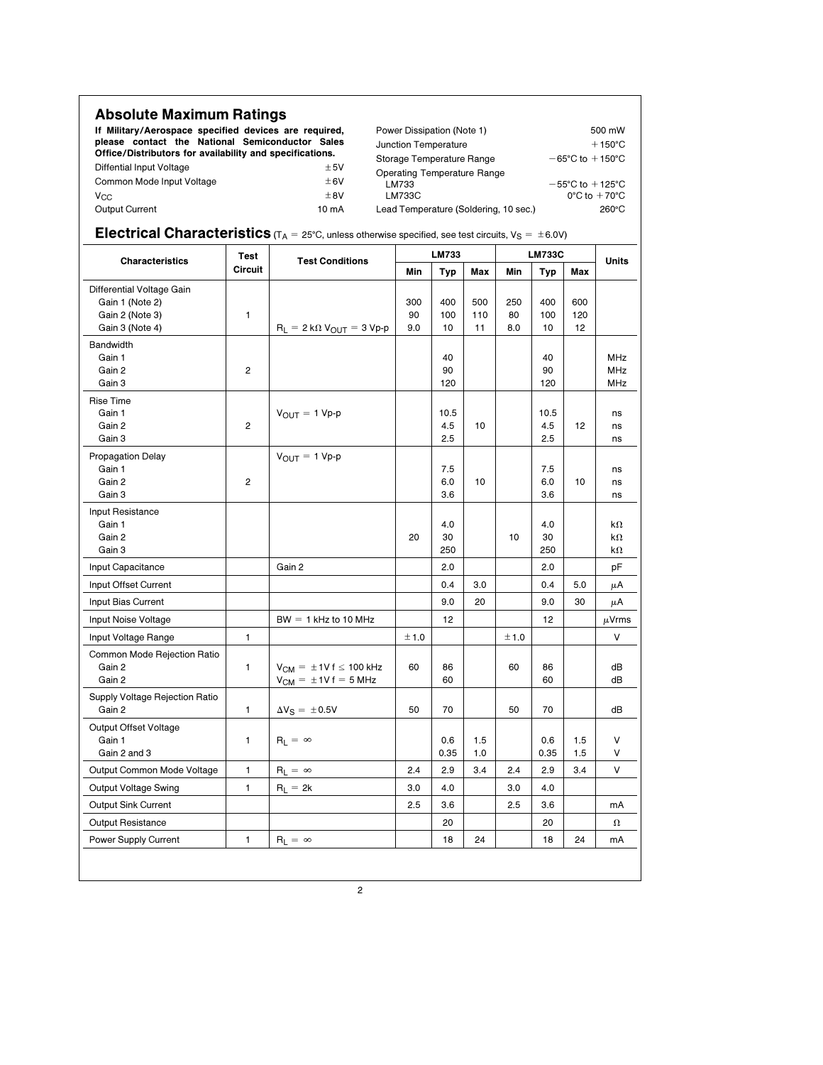## Absolute Maximum Ratings

**If Military/Aerospace specified devices are required, please contact the National Semiconductor Sales Office/Distributors for availability and specifications.**

| | |
|---|---|
| Diffential Input Voltage | ±5V |
| Common Mode Input Voltage | ±6V |
| $V_{CC}$ | ±8V |
| Output Current | 10 mA |
| Power Dissipation (Note 1) | 500 mW |
| Junction Temperature | +150°C |
| Storage Temperature Range | −65°C to +150°C |
| Operating Temperature Range | |
| LM733 | −55°C to +125°C |
| LM733C | 0°C to +70°C |
| Lead Temperature (Soldering, 10 sec.) | 260°C |

## Electrical Characteristics

($T_A$ = 25°C, unless otherwise specified, see test circuits, $V_S$ = ±6.0V)

| Characteristics | Test Circuit | Test Conditions | LM733 | | | LM733C | | | Units |
|---|---|---|---|---|---|---|---|---|---|
| | | | Min | Typ | Max | Min | Typ | Max | |
| Differential Voltage Gain<br>Gain 1 (Note 2)<br>Gain 2 (Note 3)<br>Gain 3 (Note 4) | 1 | $R_L$ = 2 kΩ $V_{OUT}$ = 3 Vp-p | <br>300<br>90<br>9.0 | <br>400<br>100<br>10 | <br>500<br>110<br>11 | <br>250<br>80<br>8.0 | <br>400<br>100<br>10 | <br>600<br>120<br>12 | |
| Bandwidth<br>Gain 1<br>Gain 2<br>Gain 3 | 2 | | | <br>40<br>90<br>120 | | | <br>40<br>90<br>120 | | <br>MHz<br>MHz<br>MHz |
| Rise Time<br>Gain 1<br>Gain 2<br>Gain 3 | 2 | $V_{OUT}$ = 1 Vp-p | | <br>10.5<br>4.5<br>2.5 | <br><br>10 | | <br>10.5<br>4.5<br>2.5 | <br><br>12 | <br>ns<br>ns<br>ns |
| Propagation Delay<br>Gain 1<br>Gain 2<br>Gain 3 | 2 | $V_{OUT}$ = 1 Vp-p | | <br>7.5<br>6.0<br>3.6 | <br><br>10 | | <br>7.5<br>6.0<br>3.6 | <br><br>10 | <br>ns<br>ns<br>ns |
| Input Resistance<br>Gain 1<br>Gain 2<br>Gain 3 | | | <br><br>20 | <br>4.0<br>30<br>250 | | <br><br>10 | <br>4.0<br>30<br>250 | | <br>kΩ<br>kΩ<br>kΩ |
| Input Capacitance | | Gain 2 | | 2.0 | | | 2.0 | | pF |
| Input Offset Current | | | | 0.4 | 3.0 | | 0.4 | 5.0 | μA |
| Input Bias Current | | | | 9.0 | 20 | | 9.0 | 30 | μA |
| Input Noise Voltage | | BW = 1 kHz to 10 MHz | | 12 | | | 12 | | μVrms |
| Input Voltage Range | 1 | | ±1.0 | | | ±1.0 | | | V |
| Common Mode Rejection Ratio<br>Gain 2<br>Gain 2 | 1 | <br>$V_{CM}$ = ±1V f ≤ 100 kHz<br>$V_{CM}$ = ±1V f = 5 MHz | <br>60 | <br>86<br>60 | | <br>60 | <br>86<br>60 | | <br>dB<br>dB |
| Supply Voltage Rejection Ratio<br>Gain 2 | 1 | $\Delta V_S$ = ±0.5V | 50 | 70 | | 50 | 70 | | dB |
| Output Offset Voltage<br>Gain 1<br>Gain 2 and 3 | 1 | $R_L$ = ∞ | | <br>0.6<br>0.35 | <br>1.5<br>1.0 | | <br>0.6<br>0.35 | <br>1.5<br>1.5 | <br>V<br>V |
| Output Common Mode Voltage | 1 | $R_L$ = ∞ | 2.4 | 2.9 | 3.4 | 2.4 | 2.9 | 3.4 | V |
| Output Voltage Swing | 1 | $R_L$ = 2k | 3.0 | 4.0 | | 3.0 | 4.0 | | |
| Output Sink Current | | | 2.5 | 3.6 | | 2.5 | 3.6 | | mA |
| Output Resistance | | | | 20 | | | 20 | | Ω |
| Power Supply Current | 1 | $R_L$ = ∞ | | 18 | 24 | | 18 | 24 | mA |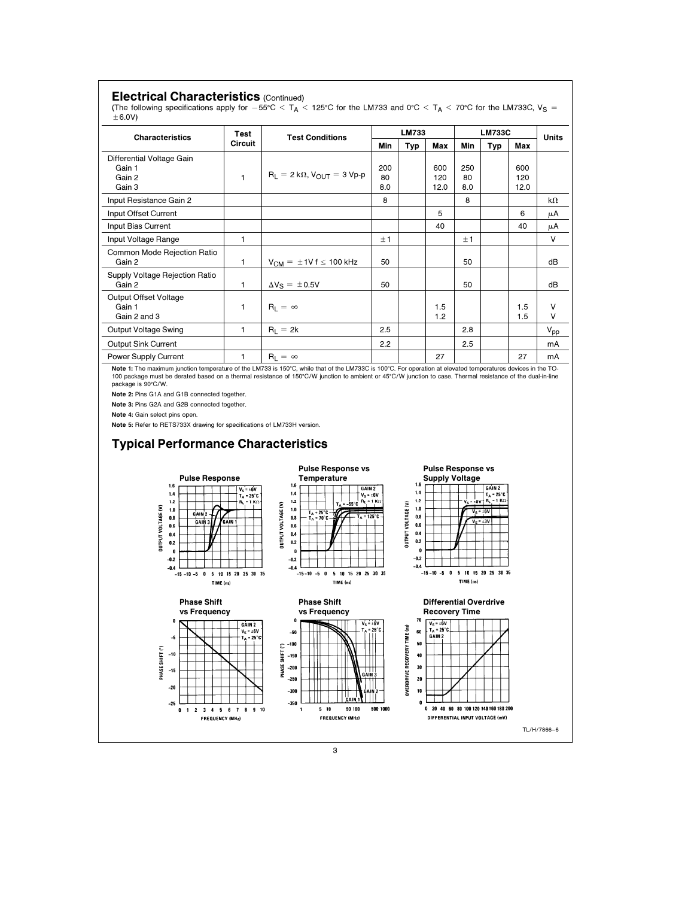## Electrical Characteristics (Continued)

(The following specifications apply for $-55°C < T_A < 125°C$ for the LM733 and $0°C < T_A < 70°C$ for the LM733C, $V_S = \pm 6.0V$)

| Characteristics | Test Circuit | Test Conditions | LM733 | | | LM733C | | | Units |
|---|---|---|---|---|---|---|---|---|---|
| | | | Min | Typ | Max | Min | Typ | Max | |
| Differential Voltage Gain<br>Gain 1<br>Gain 2<br>Gain 3 | 1 | $R_L = 2\ k\Omega$, $V_{OUT} = 3$ Vp-p | 200<br>80<br>8.0 | | 600<br>120<br>12.0 | 250<br>80<br>8.0 | | 600<br>120<br>12.0 | |
| Input Resistance Gain 2 | | | 8 | | | 8 | | | kΩ |
| Input Offset Current | | | | | 5 | | | 6 | μA |
| Input Bias Current | | | | | 40 | | | 40 | μA |
| Input Voltage Range | 1 | | ±1 | | | ±1 | | | V |
| Common Mode Rejection Ratio<br>Gain 2 | 1 | $V_{CM} = \pm 1V$ f ≤ 100 kHz | 50 | | | 50 | | | dB |
| Supply Voltage Rejection Ratio<br>Gain 2 | 1 | $\Delta V_S = \pm 0.5V$ | 50 | | | 50 | | | dB |
| Output Offset Voltage<br>Gain 1<br>Gain 2 and 3 | 1 | $R_L = \infty$ | | | 1.5<br>1.2 | | | 1.5<br>1.5 | V<br>V |
| Output Voltage Swing | 1 | $R_L = 2k$ | 2.5 | | | 2.8 | | | $V_{pp}$ |
| Output Sink Current | | | 2.2 | | | 2.5 | | | mA |
| Power Supply Current | 1 | $R_L = \infty$ | | | 27 | | | 27 | mA |

**Note 1:** The maximum junction temperature of the LM733 is 150°C, while that of the LM733C is 100°C. For operation at elevated temperatures devices in the TO-100 package must be derated based on a thermal resistance of 150°C/W junction to ambient or 45°C/W junction to case. Thermal resistance of the dual-in-line package is 90°C/W.

**Note 2:** Pins G1A and G1B connected together.

**Note 3:** Pins G2A and G2B connected together.

**Note 4:** Gain select pins open.

**Note 5:** Refer to RETS733X drawing for specifications of LM733H version.

## Typical Performance Characteristics

Pulse Response

Pulse Response vs Temperature

Pulse Response vs Supply Voltage

Phase Shift vs Frequency

Phase Shift vs Frequency

Differential Overdrive Recovery Time

TL/H/7866–6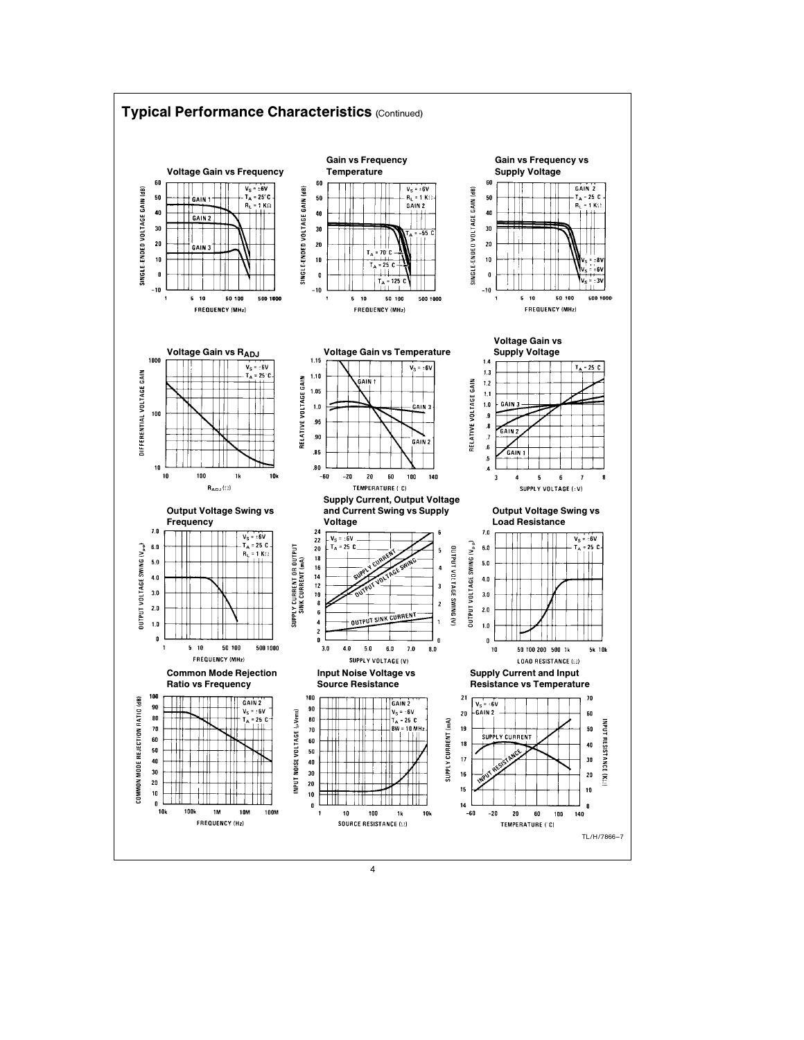## Typical Performance Characteristics (Continued)

**Voltage Gain vs Frequency**

**Gain vs Frequency Temperature**

**Gain vs Frequency vs Supply Voltage**

**Voltage Gain vs $R_{ADJ}$**

**Voltage Gain vs Temperature**

**Voltage Gain vs Supply Voltage**

**Output Voltage Swing vs Frequency**

**Supply Current, Output Voltage and Current Swing vs Supply Voltage**

**Output Voltage Swing vs Load Resistance**

**Common Mode Rejection Ratio vs Frequency**

**Input Noise Voltage vs Source Resistance**

**Supply Current and Input Resistance vs Temperature**

TL/H/7866–7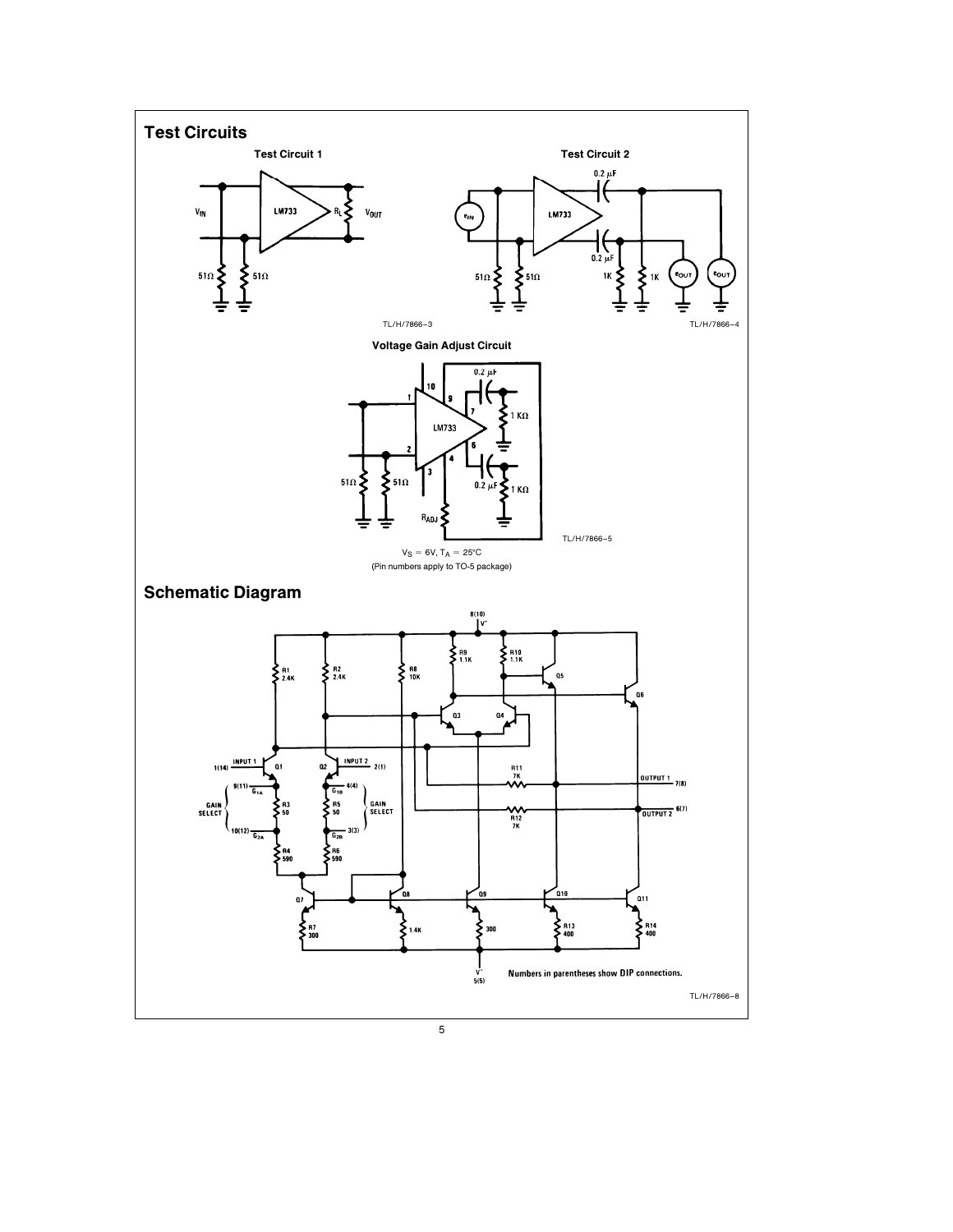## Test Circuits

**Test Circuit 1**

TL/H/7866–3

**Test Circuit 2**

TL/H/7866–4

**Voltage Gain Adjust Circuit**

TL/H/7866–5

$V_S = 6V, T_A = 25°C$

(Pin numbers apply to TO-5 package)

## Schematic Diagram

Numbers in parentheses show DIP connections.

TL/H/7866–8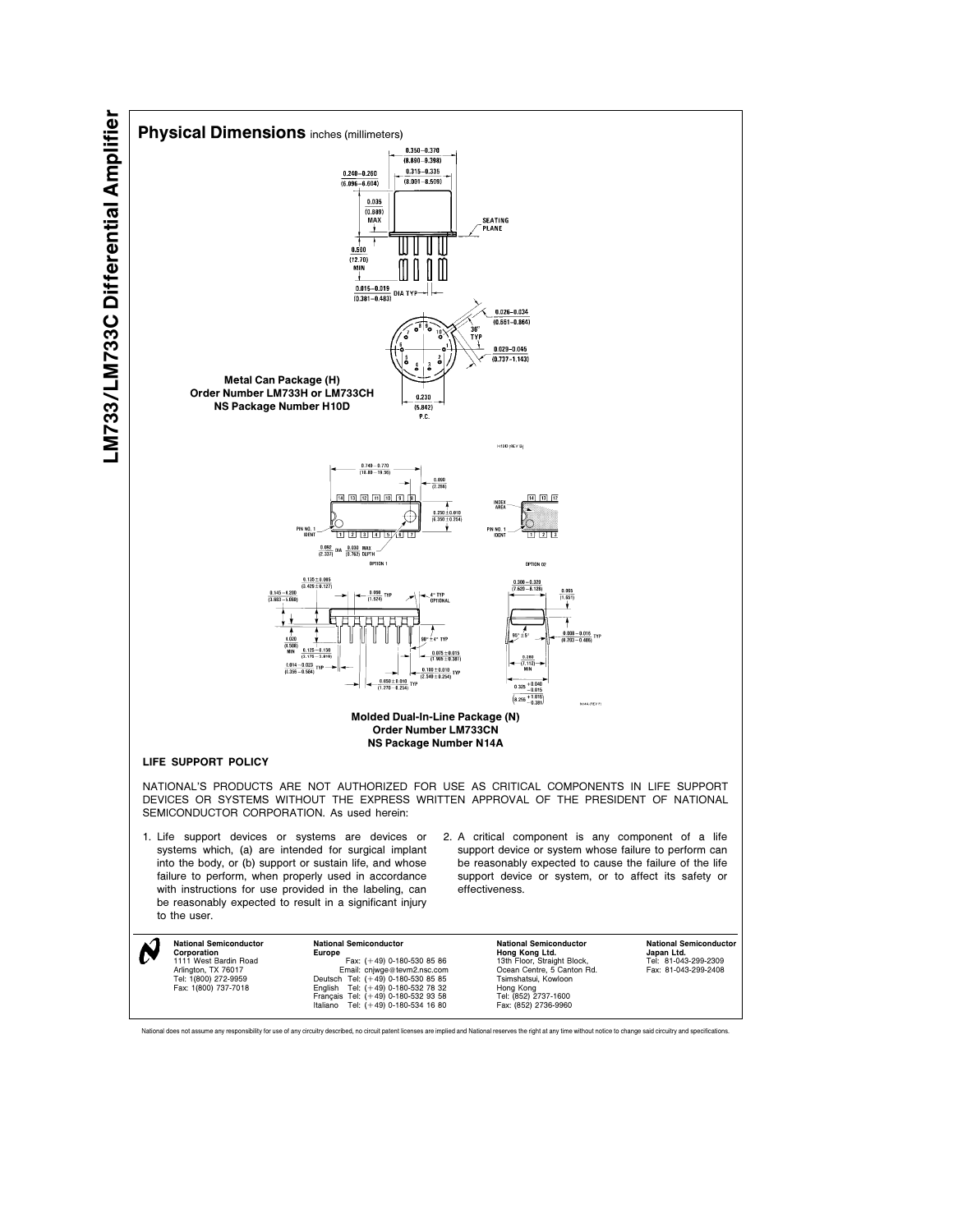## Physical Dimensions inches (millimeters)

0.350–0.370
(8.890–9.398)
0.315–0.335
(8.001–8.509)
0.240–0.260
(6.096–6.604)
0.035
(0.889)
MAX
SEATING PLANE
0.500
(12.70)
MIN
0.015–0.019
(0.381–0.483)
DIA TYP
0.026–0.034
(0.661–0.864)
36° TYP
0.029–0.045
(0.737–1.143)
0.230
(5.842)
P.C.

**Metal Can Package (H)**
**Order Number LM733H or LM733CH**
**NS Package Number H10D**

H10D (REV B)

0.740–0.770
(18.80–19.56)
0.090
(2.286)
INDEX AREA
0.250 ± 0.010
(6.350 ± 0.254)
PIN NO. 1 IDENT
0.092 (2.337) DIA
0.030 (0.762) MAX DEPTH
OPTION 1
OPTION 02

0.135 ± 0.005
(3.429 ± 0.127)
0.145–0.200
(3.683–5.080)
0.060 (1.524) TYP
4° TYP OPTIONAL
0.020
(0.508)
MIN
0.125–0.150
(3.175–3.810)
0.014–0.023
(0.356–0.584) TYP
90° ± 4° TYP
0.075 ± 0.015
(1.905 ± 0.381)
0.100 ± 0.010
(2.540 ± 0.254) TYP
0.050 ± 0.010
(1.270 ± 0.254) TYP
0.300–0.320
(7.620–8.128)
0.065
(1.651)
95° ± 5°
0.008–0.016
(0.203–0.406) TYP
0.280
(7.112)
MIN
0.325 +0.040 −0.015
(8.255 +1.016 −0.381)

N14A (REV F)

**Molded Dual-In-Line Package (N)**
**Order Number LM733CN**
**NS Package Number N14A**

### LIFE SUPPORT POLICY

NATIONAL'S PRODUCTS ARE NOT AUTHORIZED FOR USE AS CRITICAL COMPONENTS IN LIFE SUPPORT DEVICES OR SYSTEMS WITHOUT THE EXPRESS WRITTEN APPROVAL OF THE PRESIDENT OF NATIONAL SEMICONDUCTOR CORPORATION. As used herein:

1. Life support devices or systems are devices or systems which, (a) are intended for surgical implant into the body, or (b) support or sustain life, and whose failure to perform, when properly used in accordance with instructions for use provided in the labeling, can be reasonably expected to result in a significant injury to the user.
2. A critical component is any component of a life support device or system whose failure to perform can be reasonably expected to cause the failure of the life support device or system, or to affect its safety or effectiveness.

**National Semiconductor Corporation**
1111 West Bardin Road
Arlington, TX 76017
Tel: 1(800) 272-9959
Fax: 1(800) 737-7018

**National Semiconductor Europe**
Fax: (+49) 0-180-530 85 86
Email: cnjwge@tevm2.nsc.com
Deutsch Tel: (+49) 0-180-530 85 85
English Tel: (+49) 0-180-532 78 32
Français Tel: (+49) 0-180-532 93 58
Italiano Tel: (+49) 0-180-534 16 80

**National Semiconductor Hong Kong Ltd.**
13th Floor, Straight Block,
Ocean Centre, 5 Canton Rd.
Tsimshatsui, Kowloon
Hong Kong
Tel: (852) 2737-1600
Fax: (852) 2736-9960

**National Semiconductor Japan Ltd.**
Tel: 81-043-299-2309
Fax: 81-043-299-2408

National does not assume any responsibility for use of any circuitry described, no circuit patent licenses are implied and National reserves the right at any time without notice to change said circuitry and specifications.